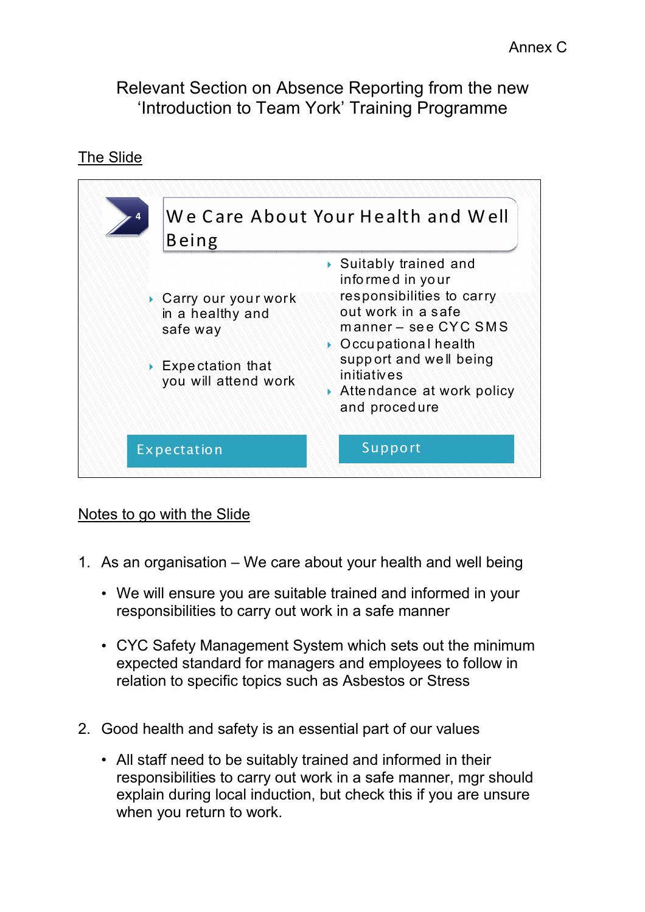Annex C

# Relevant Section on Absence Reporting from the new 'Introduction to Team York' Training Programme

## The Slide

### 4 We Care About Your Health and Well Being

**Expectation**

- Carry our your work in a healthy and safe way
- Expectation that you will attend work

**Support**

- Suitably trained and informed in your responsibilities to carry out work in a safe manner – see CYC SMS
- Occupational health support and well being initiatives
- Attendance at work policy and procedure

## Notes to go with the Slide

1. As an organisation – We care about your health and well being

   - We will ensure you are suitable trained and informed in your responsibilities to carry out work in a safe manner

   - CYC Safety Management System which sets out the minimum expected standard for managers and employees to follow in relation to specific topics such as Asbestos or Stress

2. Good health and safety is an essential part of our values

   - All staff need to be suitably trained and informed in their responsibilities to carry out work in a safe manner, mgr should explain during local induction, but check this if you are unsure when you return to work.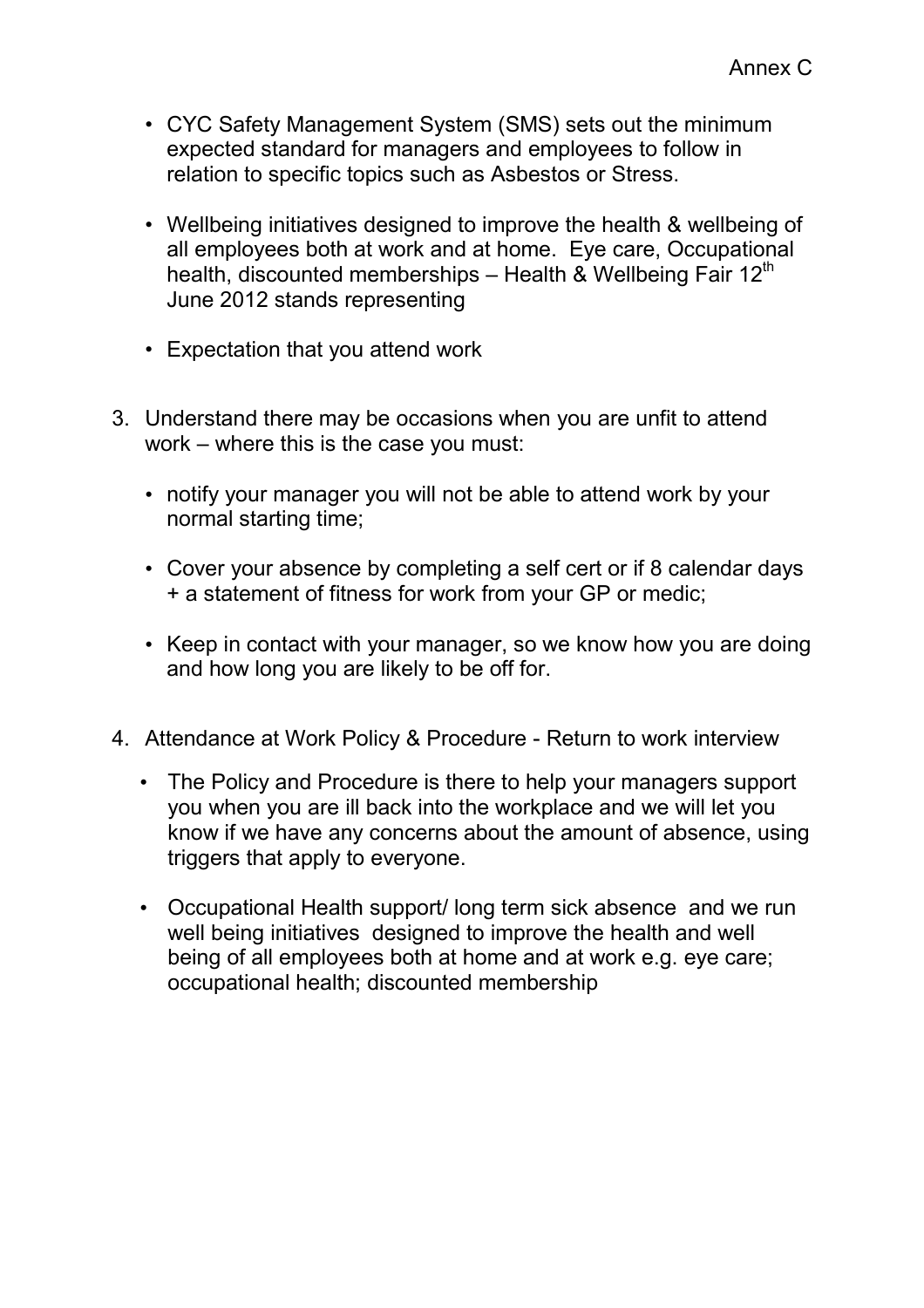Annex C

- CYC Safety Management System (SMS) sets out the minimum expected standard for managers and employees to follow in relation to specific topics such as Asbestos or Stress.

- Wellbeing initiatives designed to improve the health & wellbeing of all employees both at work and at home. Eye care, Occupational health, discounted memberships – Health & Wellbeing Fair 12th June 2012 stands representing

- Expectation that you attend work

3. Understand there may be occasions when you are unfit to attend work – where this is the case you must:

   - notify your manager you will not be able to attend work by your normal starting time;

   - Cover your absence by completing a self cert or if 8 calendar days + a statement of fitness for work from your GP or medic;

   - Keep in contact with your manager, so we know how you are doing and how long you are likely to be off for.

4. Attendance at Work Policy & Procedure - Return to work interview

   - The Policy and Procedure is there to help your managers support you when you are ill back into the workplace and we will let you know if we have any concerns about the amount of absence, using triggers that apply to everyone.

   - Occupational Health support/ long term sick absence and we run well being initiatives designed to improve the health and well being of all employees both at home and at work e.g. eye care; occupational health; discounted membership